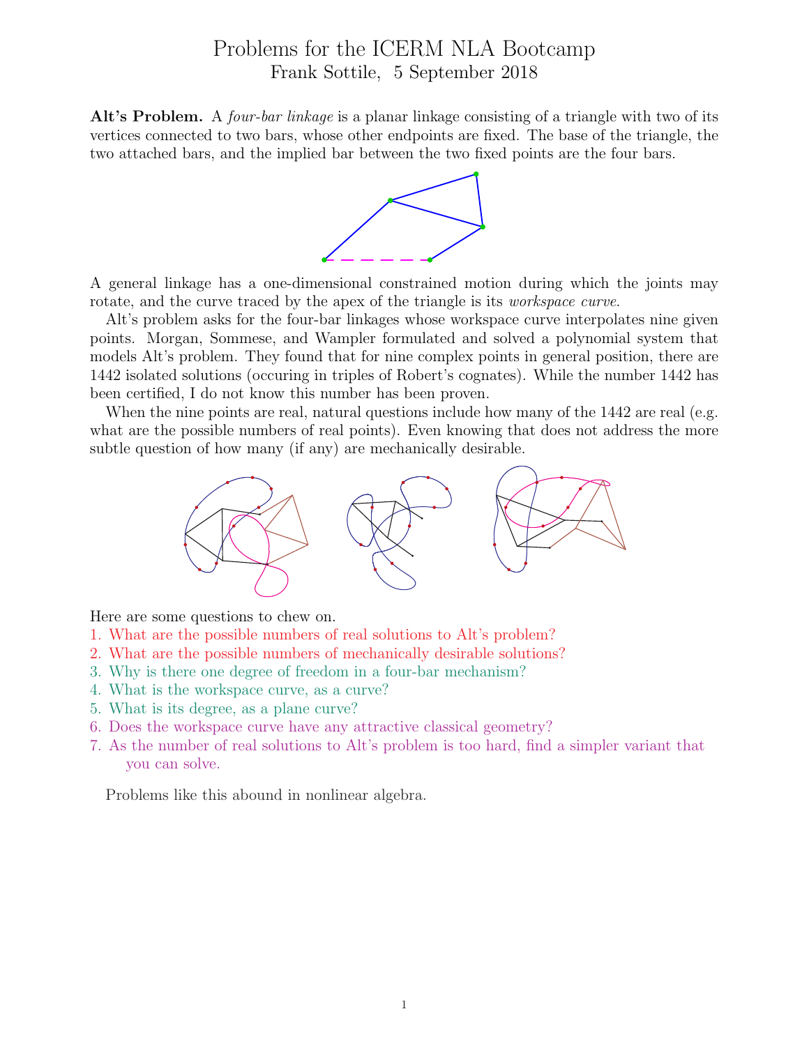# Problems for the ICERM NLA Bootcamp

Frank Sottile, 5 September 2018

**Alt's Problem.** A *four-bar linkage* is a planar linkage consisting of a triangle with two of its vertices connected to two bars, whose other endpoints are fixed. The base of the triangle, the two attached bars, and the implied bar between the two fixed points are the four bars.

A general linkage has a one-dimensional constrained motion during which the joints may rotate, and the curve traced by the apex of the triangle is its *workspace curve*.

Alt's problem asks for the four-bar linkages whose workspace curve interpolates nine given points. Morgan, Sommese, and Wampler formulated and solved a polynomial system that models Alt's problem. They found that for nine complex points in general position, there are 1442 isolated solutions (occuring in triples of Robert's cognates). While the number 1442 has been certified, I do not know this number has been proven.

When the nine points are real, natural questions include how many of the 1442 are real (e.g. what are the possible numbers of real points). Even knowing that does not address the more subtle question of how many (if any) are mechanically desirable.

Here are some questions to chew on.

1. What are the possible numbers of real solutions to Alt's problem?
2. What are the possible numbers of mechanically desirable solutions?
3. Why is there one degree of freedom in a four-bar mechanism?
4. What is the workspace curve, as a curve?
5. What is its degree, as a plane curve?
6. Does the workspace curve have any attractive classical geometry?
7. As the number of real solutions to Alt's problem is too hard, find a simpler variant that you can solve.

Problems like this abound in nonlinear algebra.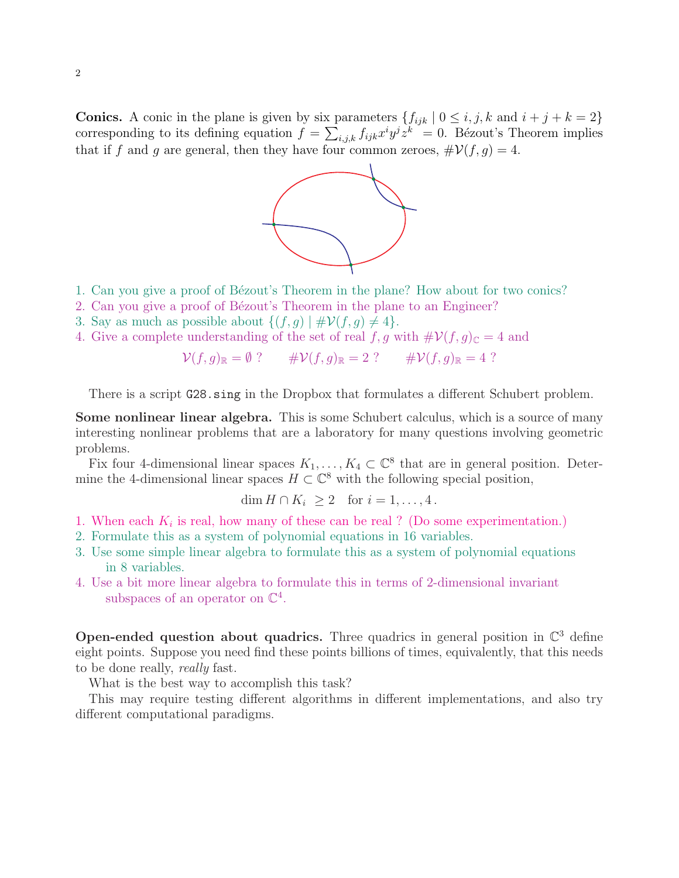**Conics.** A conic in the plane is given by six parameters $\{f_{ijk} \mid 0 \leq i, j, k \text{ and } i+j+k=2\}$ corresponding to its defining equation $f = \sum_{i,j,k} f_{ijk} x^i y^j z^k = 0$. Bézout's Theorem implies that if $f$ and $g$ are general, then they have four common zeroes, $\#\mathcal{V}(f,g) = 4$.

1. Can you give a proof of Bézout's Theorem in the plane? How about for two conics?
2. Can you give a proof of Bézout's Theorem in the plane to an Engineer?
3. Say as much as possible about $\{(f,g) \mid \#\mathcal{V}(f,g) \neq 4\}$.
4. Give a complete understanding of the set of real $f, g$ with $\#\mathcal{V}(f,g)_{\mathbb{C}} = 4$ and

$$\mathcal{V}(f,g)_{\mathbb{R}} = \emptyset \text{ ?} \qquad \#\mathcal{V}(f,g)_{\mathbb{R}} = 2 \text{ ?} \qquad \#\mathcal{V}(f,g)_{\mathbb{R}} = 4 \text{ ?}$$

There is a script `G28.sing` in the Dropbox that formulates a different Schubert problem.

**Some nonlinear linear algebra.** This is some Schubert calculus, which is a source of many interesting nonlinear problems that are a laboratory for many questions involving geometric problems.

Fix four 4-dimensional linear spaces $K_1, \ldots, K_4 \subset \mathbb{C}^8$ that are in general position. Determine the 4-dimensional linear spaces $H \subset \mathbb{C}^8$ with the following special position,

$$\dim H \cap K_i \geq 2 \quad \text{for } i = 1, \ldots, 4\,.$$

1. When each $K_i$ is real, how many of these can be real ? (Do some experimentation.)
2. Formulate this as a system of polynomial equations in 16 variables.
3. Use some simple linear algebra to formulate this as a system of polynomial equations in 8 variables.
4. Use a bit more linear algebra to formulate this in terms of 2-dimensional invariant subspaces of an operator on $\mathbb{C}^4$.

**Open-ended question about quadrics.** Three quadrics in general position in $\mathbb{C}^3$ define eight points. Suppose you need find these points billions of times, equivalently, that this needs to be done really, *really* fast.

What is the best way to accomplish this task?

This may require testing different algorithms in different implementations, and also try different computational paradigms.